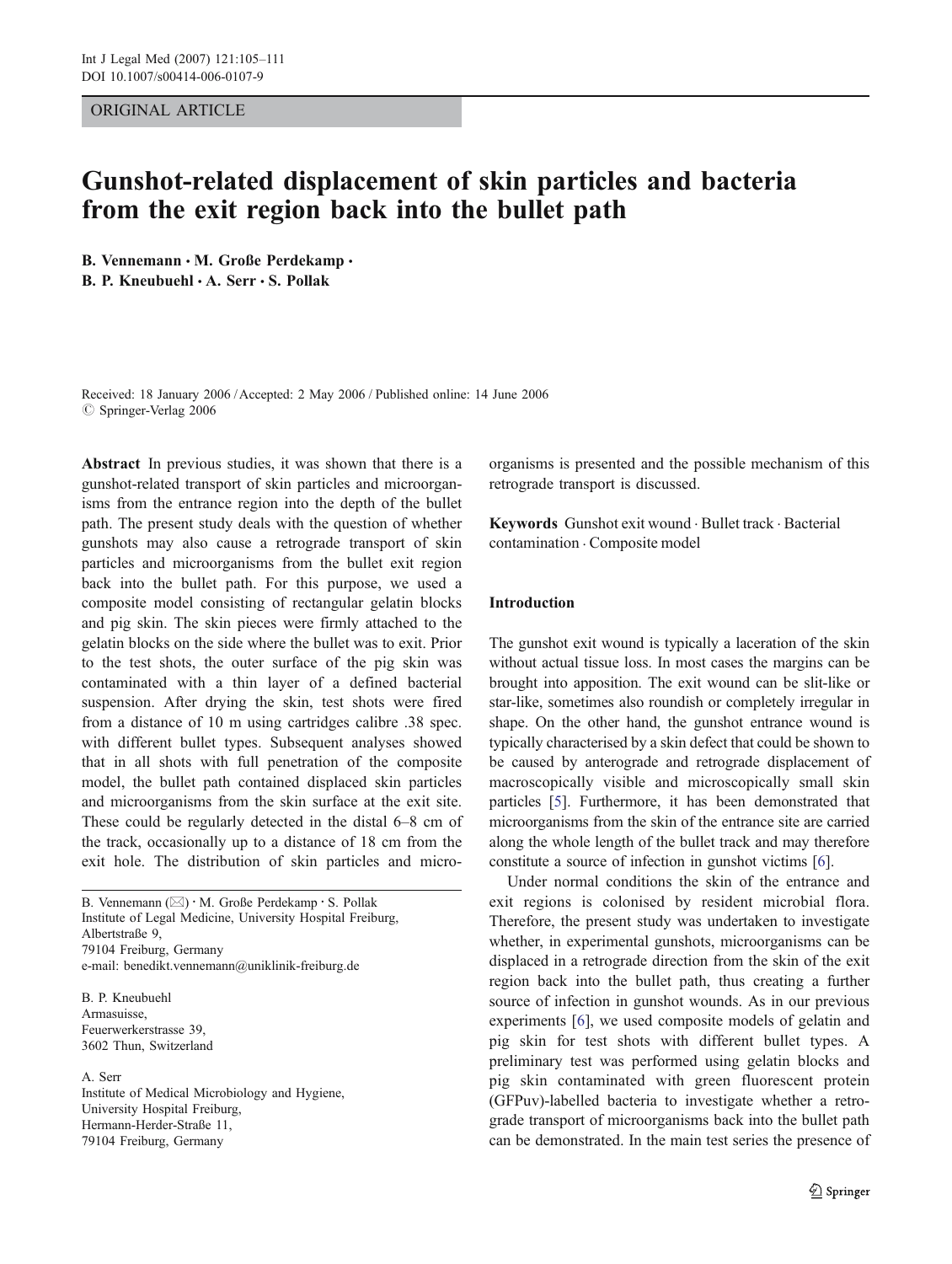ORIGINAL ARTICLE

# Gunshot-related displacement of skin particles and bacteria from the exit region back into the bullet path

B. Vennemann · M. Große Perdekamp · B. P. Kneubuehl · A. Serr · S. Pollak

Received: 18 January 2006 / Accepted: 2 May 2006 / Published online: 14 June 2006
© Springer-Verlag 2006

**Abstract** In previous studies, it was shown that there is a gunshot-related transport of skin particles and microorganisms from the entrance region into the depth of the bullet path. The present study deals with the question of whether gunshots may also cause a retrograde transport of skin particles and microorganisms from the bullet exit region back into the bullet path. For this purpose, we used a composite model consisting of rectangular gelatin blocks and pig skin. The skin pieces were firmly attached to the gelatin blocks on the side where the bullet was to exit. Prior to the test shots, the outer surface of the pig skin was contaminated with a thin layer of a defined bacterial suspension. After drying the skin, test shots were fired from a distance of 10 m using cartridges calibre .38 spec. with different bullet types. Subsequent analyses showed that in all shots with full penetration of the composite model, the bullet path contained displaced skin particles and microorganisms from the skin surface at the exit site. These could be regularly detected in the distal 6–8 cm of the track, occasionally up to a distance of 18 cm from the exit hole. The distribution of skin particles and microorganisms is presented and the possible mechanism of this retrograde transport is discussed.

**Keywords** Gunshot exit wound · Bullet track · Bacterial contamination · Composite model

B. Vennemann (✉) · M. Große Perdekamp · S. Pollak
Institute of Legal Medicine, University Hospital Freiburg,
Albertstraße 9,
79104 Freiburg, Germany
e-mail: benedikt.vennemann@uniklinik-freiburg.de

B. P. Kneubuehl
Armasuisse,
Feuerwerkerstrasse 39,
3602 Thun, Switzerland

A. Serr
Institute of Medical Microbiology and Hygiene,
University Hospital Freiburg,
Hermann-Herder-Straße 11,
79104 Freiburg, Germany

## Introduction

The gunshot exit wound is typically a laceration of the skin without actual tissue loss. In most cases the margins can be brought into apposition. The exit wound can be slit-like or star-like, sometimes also roundish or completely irregular in shape. On the other hand, the gunshot entrance wound is typically characterised by a skin defect that could be shown to be caused by anterograde and retrograde displacement of macroscopically visible and microscopically small skin particles [5]. Furthermore, it has been demonstrated that microorganisms from the skin of the entrance site are carried along the whole length of the bullet track and may therefore constitute a source of infection in gunshot victims [6].

Under normal conditions the skin of the entrance and exit regions is colonised by resident microbial flora. Therefore, the present study was undertaken to investigate whether, in experimental gunshots, microorganisms can be displaced in a retrograde direction from the skin of the exit region back into the bullet path, thus creating a further source of infection in gunshot wounds. As in our previous experiments [6], we used composite models of gelatin and pig skin for test shots with different bullet types. A preliminary test was performed using gelatin blocks and pig skin contaminated with green fluorescent protein (GFPuv)-labelled bacteria to investigate whether a retrograde transport of microorganisms back into the bullet path can be demonstrated. In the main test series the presence of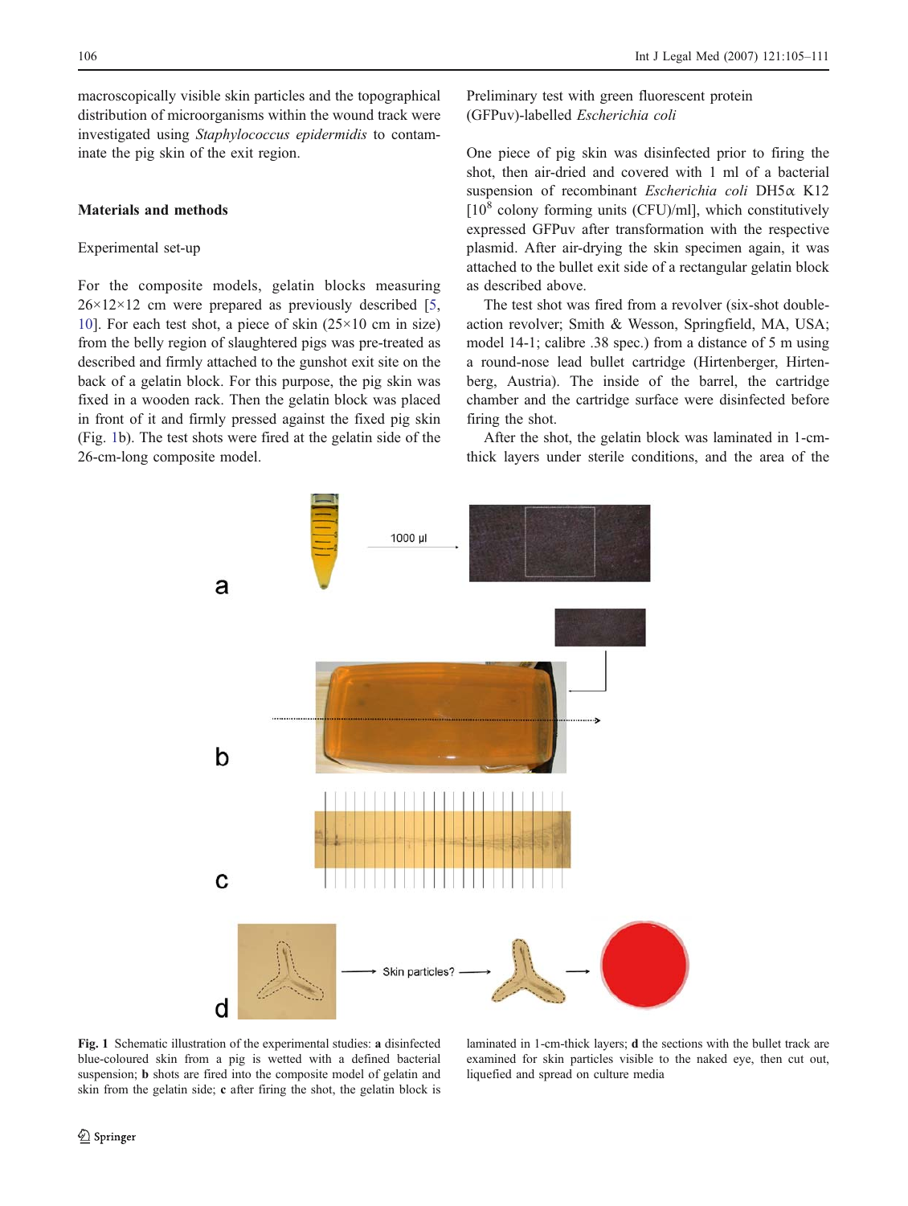macroscopically visible skin particles and the topographical distribution of microorganisms within the wound track were investigated using *Staphylococcus epidermidis* to contaminate the pig skin of the exit region.

## Materials and methods

### Experimental set-up

For the composite models, gelatin blocks measuring 26×12×12 cm were prepared as previously described [5, 10]. For each test shot, a piece of skin (25×10 cm in size) from the belly region of slaughtered pigs was pre-treated as described and firmly attached to the gunshot exit site on the back of a gelatin block. For this purpose, the pig skin was fixed in a wooden rack. Then the gelatin block was placed in front of it and firmly pressed against the fixed pig skin (Fig. 1b). The test shots were fired at the gelatin side of the 26-cm-long composite model.

### Preliminary test with green fluorescent protein (GFPuv)-labelled *Escherichia coli*

One piece of pig skin was disinfected prior to firing the shot, then air-dried and covered with 1 ml of a bacterial suspension of recombinant *Escherichia coli* DH5α K12 [$10^8$ colony forming units (CFU)/ml], which constitutively expressed GFPuv after transformation with the respective plasmid. After air-drying the skin specimen again, it was attached to the bullet exit side of a rectangular gelatin block as described above.

The test shot was fired from a revolver (six-shot double-action revolver; Smith & Wesson, Springfield, MA, USA; model 14-1; calibre .38 spec.) from a distance of 5 m using a round-nose lead bullet cartridge (Hirtenberger, Hirtenberg, Austria). The inside of the barrel, the cartridge chamber and the cartridge surface were disinfected before firing the shot.

After the shot, the gelatin block was laminated in 1-cm-thick layers under sterile conditions, and the area of the

**Fig. 1** Schematic illustration of the experimental studies: **a** disinfected blue-coloured skin from a pig is wetted with a defined bacterial suspension; **b** shots are fired into the composite model of gelatin and skin from the gelatin side; **c** after firing the shot, the gelatin block is laminated in 1-cm-thick layers; **d** the sections with the bullet track are examined for skin particles visible to the naked eye, then cut out, liquefied and spread on culture media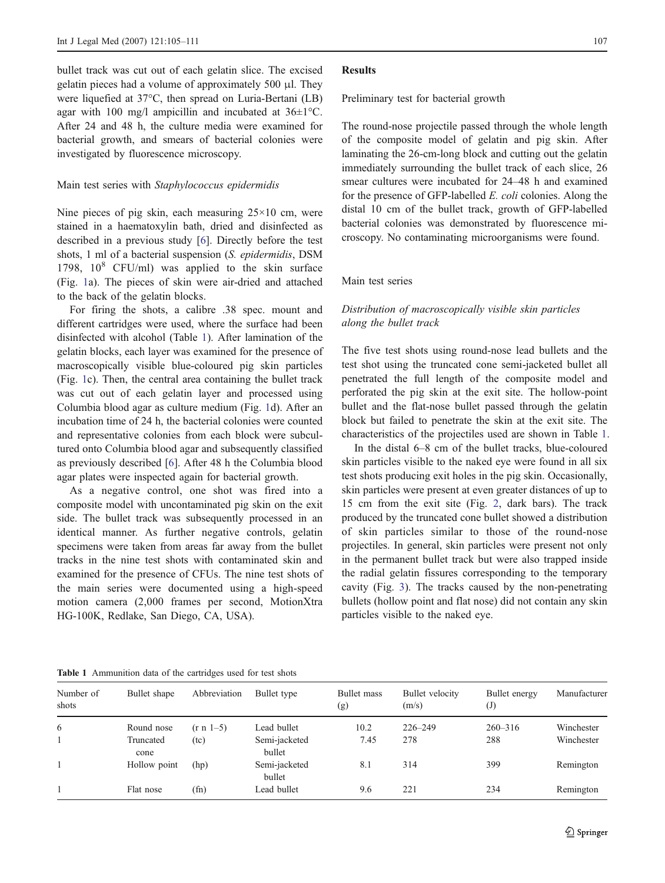bullet track was cut out of each gelatin slice. The excised gelatin pieces had a volume of approximately 500 µl. They were liquefied at 37°C, then spread on Luria-Bertani (LB) agar with 100 mg/l ampicillin and incubated at 36±1°C. After 24 and 48 h, the culture media were examined for bacterial growth, and smears of bacterial colonies were investigated by fluorescence microscopy.

### Main test series with *Staphylococcus epidermidis*

Nine pieces of pig skin, each measuring 25×10 cm, were stained in a haematoxylin bath, dried and disinfected as described in a previous study [6]. Directly before the test shots, 1 ml of a bacterial suspension (*S. epidermidis*, DSM 1798, $10^8$ CFU/ml) was applied to the skin surface (Fig. 1a). The pieces of skin were air-dried and attached to the back of the gelatin blocks.

For firing the shots, a calibre .38 spec. mount and different cartridges were used, where the surface had been disinfected with alcohol (Table 1). After lamination of the gelatin blocks, each layer was examined for the presence of macroscopically visible blue-coloured pig skin particles (Fig. 1c). Then, the central area containing the bullet track was cut out of each gelatin layer and processed using Columbia blood agar as culture medium (Fig. 1d). After an incubation time of 24 h, the bacterial colonies were counted and representative colonies from each block were subcultured onto Columbia blood agar and subsequently classified as previously described [6]. After 48 h the Columbia blood agar plates were inspected again for bacterial growth.

As a negative control, one shot was fired into a composite model with uncontaminated pig skin on the exit side. The bullet track was subsequently processed in an identical manner. As further negative controls, gelatin specimens were taken from areas far away from the bullet tracks in the nine test shots with contaminated skin and examined for the presence of CFUs. The nine test shots of the main series were documented using a high-speed motion camera (2,000 frames per second, MotionXtra HG-100K, Redlake, San Diego, CA, USA).

## Results

### Preliminary test for bacterial growth

The round-nose projectile passed through the whole length of the composite model of gelatin and pig skin. After laminating the 26-cm-long block and cutting out the gelatin immediately surrounding the bullet track of each slice, 26 smear cultures were incubated for 24–48 h and examined for the presence of GFP-labelled *E. coli* colonies. Along the distal 10 cm of the bullet track, growth of GFP-labelled bacterial colonies was demonstrated by fluorescence microscopy. No contaminating microorganisms were found.

### Main test series

#### *Distribution of macroscopically visible skin particles along the bullet track*

The five test shots using round-nose lead bullets and the test shot using the truncated cone semi-jacketed bullet all penetrated the full length of the composite model and perforated the pig skin at the exit site. The hollow-point bullet and the flat-nose bullet passed through the gelatin block but failed to penetrate the skin at the exit site. The characteristics of the projectiles used are shown in Table 1.

In the distal 6–8 cm of the bullet tracks, blue-coloured skin particles visible to the naked eye were found in all six test shots producing exit holes in the pig skin. Occasionally, skin particles were present at even greater distances of up to 15 cm from the exit site (Fig. 2, dark bars). The track produced by the truncated cone bullet showed a distribution of skin particles similar to those of the round-nose projectiles. In general, skin particles were present not only in the permanent bullet track but were also trapped inside the radial gelatin fissures corresponding to the temporary cavity (Fig. 3). The tracks caused by the non-penetrating bullets (hollow point and flat nose) did not contain any skin particles visible to the naked eye.

**Table 1** Ammunition data of the cartridges used for test shots

| Number of shots | Bullet shape | Abbreviation | Bullet type | Bullet mass (g) | Bullet velocity (m/s) | Bullet energy (J) | Manufacturer |
|---|---|---|---|---|---|---|---|
| 6 | Round nose | (r n 1–5) | Lead bullet | 10.2 | 226–249 | 260–316 | Winchester |
| 1 | Truncated cone | (tc) | Semi-jacketed bullet | 7.45 | 278 | 288 | Winchester |
| 1 | Hollow point | (hp) | Semi-jacketed bullet | 8.1 | 314 | 399 | Remington |
| 1 | Flat nose | (fn) | Lead bullet | 9.6 | 221 | 234 | Remington |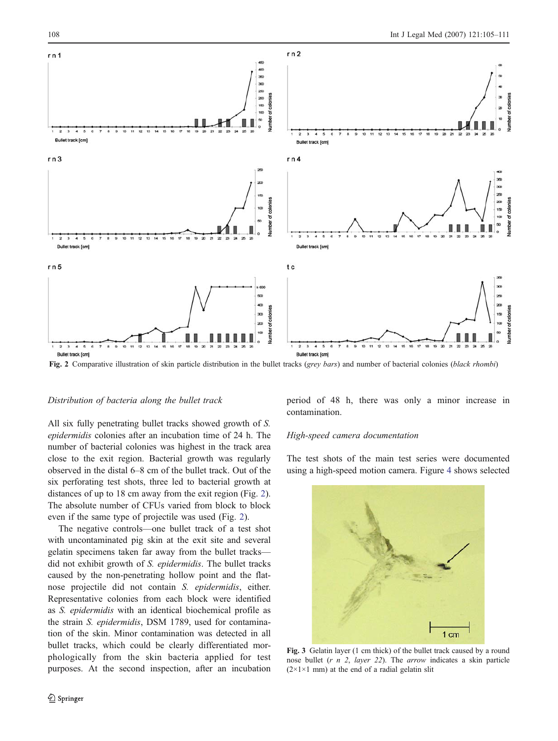Fig. 2 Comparative illustration of skin particle distribution in the bullet tracks (*grey bars*) and number of bacterial colonies (*black rhombi*)

*Distribution of bacteria along the bullet track*

All six fully penetrating bullet tracks showed growth of *S. epidermidis* colonies after an incubation time of 24 h. The number of bacterial colonies was highest in the track area close to the exit region. Bacterial growth was regularly observed in the distal 6–8 cm of the bullet track. Out of the six perforating test shots, three led to bacterial growth at distances of up to 18 cm away from the exit region (Fig. 2). The absolute number of CFUs varied from block to block even if the same type of projectile was used (Fig. 2).

The negative controls—one bullet track of a test shot with uncontaminated pig skin at the exit site and several gelatin specimens taken far away from the bullet tracks—did not exhibit growth of *S. epidermidis*. The bullet tracks caused by the non-penetrating hollow point and the flat-nose projectile did not contain *S. epidermidis*, either. Representative colonies from each block were identified as *S. epidermidis* with an identical biochemical profile as the strain *S. epidermidis*, DSM 1789, used for contamination of the skin. Minor contamination was detected in all bullet tracks, which could be clearly differentiated morphologically from the skin bacteria applied for test purposes. At the second inspection, after an incubation period of 48 h, there was only a minor increase in contamination.

*High-speed camera documentation*

The test shots of the main test series were documented using a high-speed motion camera. Figure 4 shows selected

Fig. 3 Gelatin layer (1 cm thick) of the bullet track caused by a round nose bullet (*r n 2*, *layer 22*). The *arrow* indicates a skin particle (2×1×1 mm) at the end of a radial gelatin slit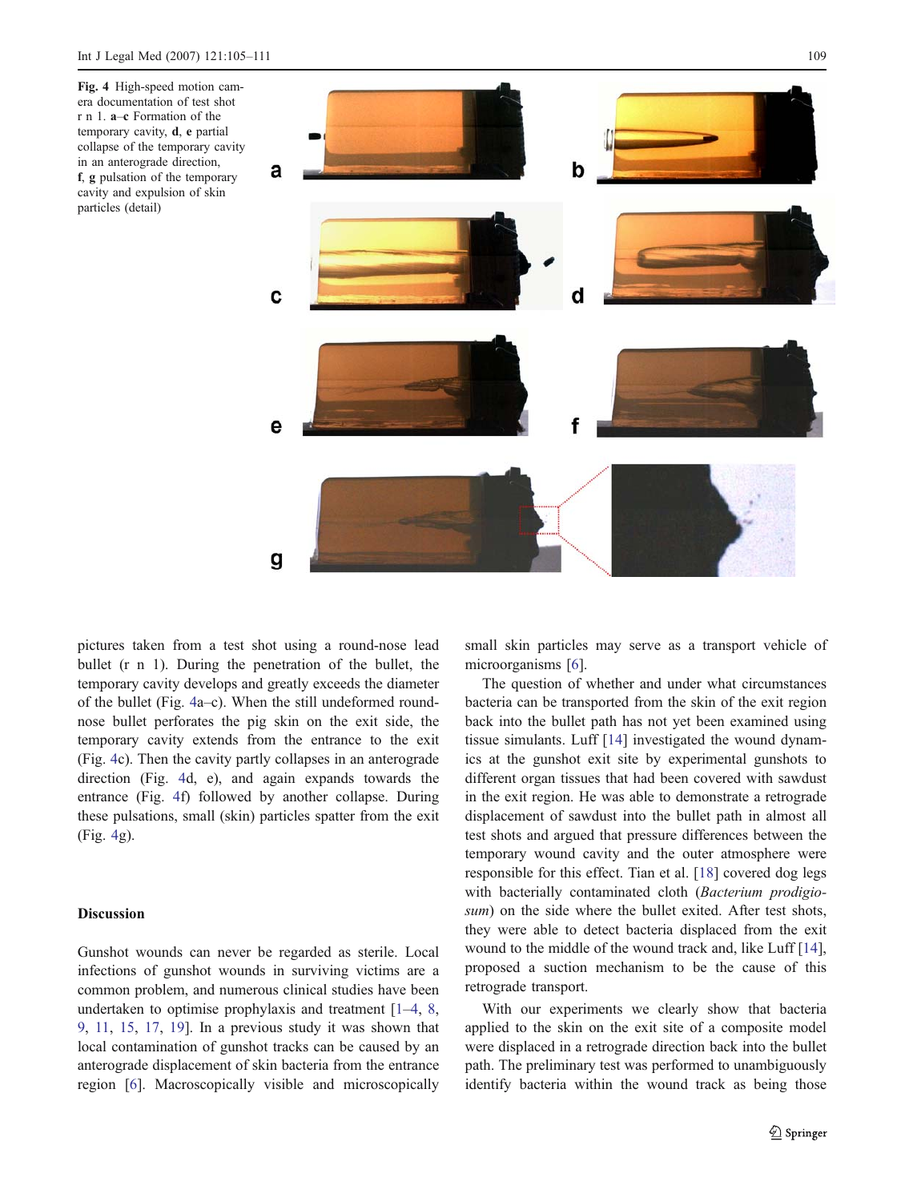Fig. 4 High-speed motion camera documentation of test shot r n 1. **a**–**c** Formation of the temporary cavity, **d**, **e** partial collapse of the temporary cavity in an anterograde direction, **f**, **g** pulsation of the temporary cavity and expulsion of skin particles (detail)

pictures taken from a test shot using a round-nose lead bullet (r n 1). During the penetration of the bullet, the temporary cavity develops and greatly exceeds the diameter of the bullet (Fig. 4a–c). When the still undeformed round-nose bullet perforates the pig skin on the exit side, the temporary cavity extends from the entrance to the exit (Fig. 4c). Then the cavity partly collapses in an anterograde direction (Fig. 4d, e), and again expands towards the entrance (Fig. 4f) followed by another collapse. During these pulsations, small (skin) particles spatter from the exit (Fig. 4g).

## Discussion

Gunshot wounds can never be regarded as sterile. Local infections of gunshot wounds in surviving victims are a common problem, and numerous clinical studies have been undertaken to optimise prophylaxis and treatment [1–4, 8, 9, 11, 15, 17, 19]. In a previous study it was shown that local contamination of gunshot tracks can be caused by an anterograde displacement of skin bacteria from the entrance region [6]. Macroscopically visible and microscopically small skin particles may serve as a transport vehicle of microorganisms [6].

The question of whether and under what circumstances bacteria can be transported from the skin of the exit region back into the bullet path has not yet been examined using tissue simulants. Luff [14] investigated the wound dynamics at the gunshot exit site by experimental gunshots to different organ tissues that had been covered with sawdust in the exit region. He was able to demonstrate a retrograde displacement of sawdust into the bullet path in almost all test shots and argued that pressure differences between the temporary wound cavity and the outer atmosphere were responsible for this effect. Tian et al. [18] covered dog legs with bacterially contaminated cloth (*Bacterium prodigiosum*) on the side where the bullet exited. After test shots, they were able to detect bacteria displaced from the exit wound to the middle of the wound track and, like Luff [14], proposed a suction mechanism to be the cause of this retrograde transport.

With our experiments we clearly show that bacteria applied to the skin on the exit site of a composite model were displaced in a retrograde direction back into the bullet path. The preliminary test was performed to unambiguously identify bacteria within the wound track as being those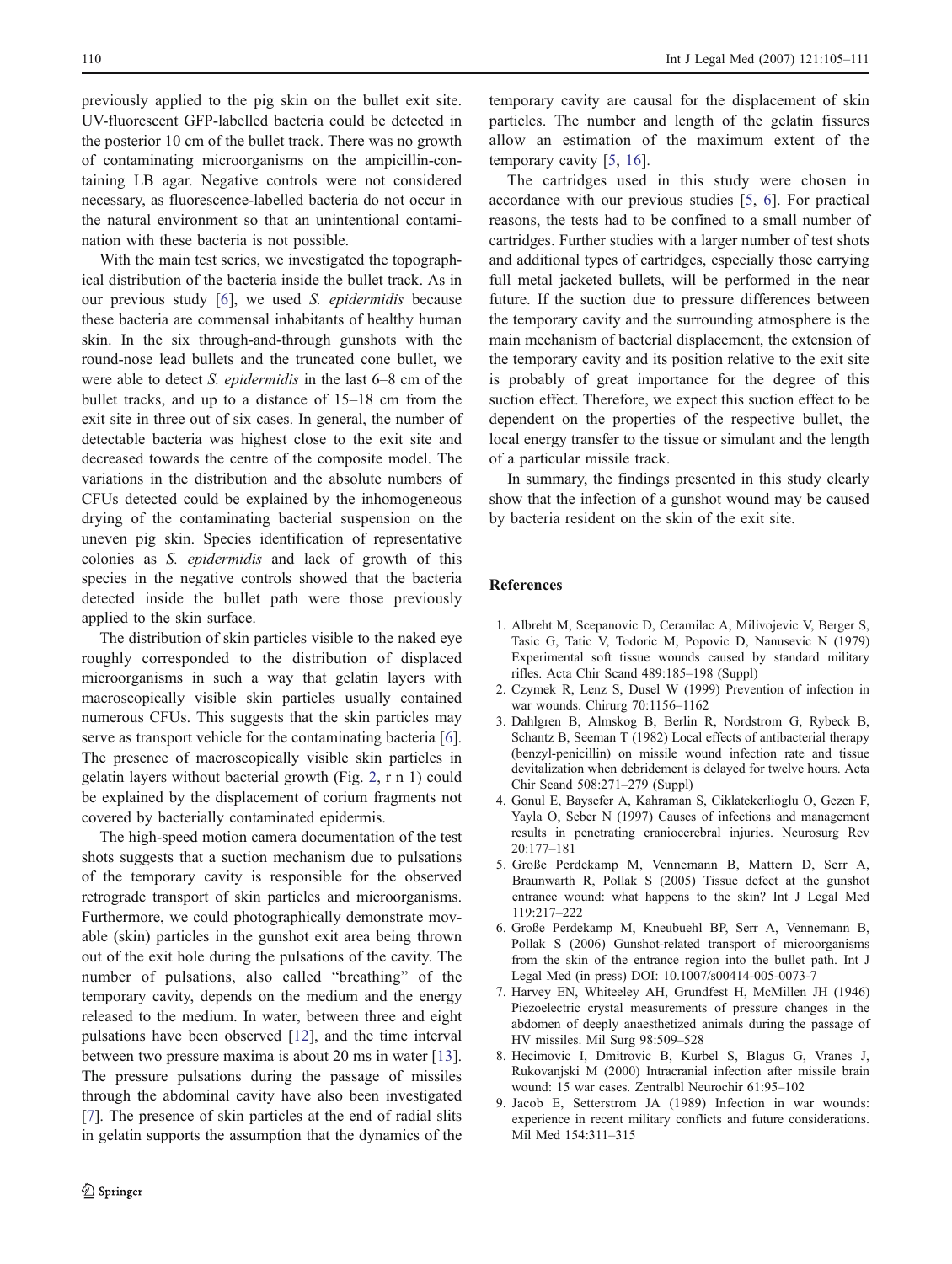previously applied to the pig skin on the bullet exit site. UV-fluorescent GFP-labelled bacteria could be detected in the posterior 10 cm of the bullet track. There was no growth of contaminating microorganisms on the ampicillin-containing LB agar. Negative controls were not considered necessary, as fluorescence-labelled bacteria do not occur in the natural environment so that an unintentional contamination with these bacteria is not possible.

With the main test series, we investigated the topographical distribution of the bacteria inside the bullet track. As in our previous study [6], we used *S. epidermidis* because these bacteria are commensal inhabitants of healthy human skin. In the six through-and-through gunshots with the round-nose lead bullets and the truncated cone bullet, we were able to detect *S. epidermidis* in the last 6–8 cm of the bullet tracks, and up to a distance of 15–18 cm from the exit site in three out of six cases. In general, the number of detectable bacteria was highest close to the exit site and decreased towards the centre of the composite model. The variations in the distribution and the absolute numbers of CFUs detected could be explained by the inhomogeneous drying of the contaminating bacterial suspension on the uneven pig skin. Species identification of representative colonies as *S. epidermidis* and lack of growth of this species in the negative controls showed that the bacteria detected inside the bullet path were those previously applied to the skin surface.

The distribution of skin particles visible to the naked eye roughly corresponded to the distribution of displaced microorganisms in such a way that gelatin layers with macroscopically visible skin particles usually contained numerous CFUs. This suggests that the skin particles may serve as transport vehicle for the contaminating bacteria [6]. The presence of macroscopically visible skin particles in gelatin layers without bacterial growth (Fig. 2, r n 1) could be explained by the displacement of corium fragments not covered by bacterially contaminated epidermis.

The high-speed motion camera documentation of the test shots suggests that a suction mechanism due to pulsations of the temporary cavity is responsible for the observed retrograde transport of skin particles and microorganisms. Furthermore, we could photographically demonstrate movable (skin) particles in the gunshot exit area being thrown out of the exit hole during the pulsations of the cavity. The number of pulsations, also called "breathing" of the temporary cavity, depends on the medium and the energy released to the medium. In water, between three and eight pulsations have been observed [12], and the time interval between two pressure maxima is about 20 ms in water [13]. The pressure pulsations during the passage of missiles through the abdominal cavity have also been investigated [7]. The presence of skin particles at the end of radial slits in gelatin supports the assumption that the dynamics of the temporary cavity are causal for the displacement of skin particles. The number and length of the gelatin fissures allow an estimation of the maximum extent of the temporary cavity [5, 16].

The cartridges used in this study were chosen in accordance with our previous studies [5, 6]. For practical reasons, the tests had to be confined to a small number of cartridges. Further studies with a larger number of test shots and additional types of cartridges, especially those carrying full metal jacketed bullets, will be performed in the near future. If the suction due to pressure differences between the temporary cavity and the surrounding atmosphere is the main mechanism of bacterial displacement, the extension of the temporary cavity and its position relative to the exit site is probably of great importance for the degree of this suction effect. Therefore, we expect this suction effect to be dependent on the properties of the respective bullet, the local energy transfer to the tissue or simulant and the length of a particular missile track.

In summary, the findings presented in this study clearly show that the infection of a gunshot wound may be caused by bacteria resident on the skin of the exit site.

## References

1. Albreht M, Scepanovic D, Ceramilac A, Milivojevic V, Berger S, Tasic G, Tatic V, Todoric M, Popovic D, Nanusevic N (1979) Experimental soft tissue wounds caused by standard military rifles. Acta Chir Scand 489:185–198 (Suppl)
2. Czymek R, Lenz S, Dusel W (1999) Prevention of infection in war wounds. Chirurg 70:1156–1162
3. Dahlgren B, Almskog B, Berlin R, Nordstrom G, Rybeck B, Schantz B, Seeman T (1982) Local effects of antibacterial therapy (benzyl-penicillin) on missile wound infection rate and tissue devitalization when debridement is delayed for twelve hours. Acta Chir Scand 508:271–279 (Suppl)
4. Gonul E, Baysefer A, Kahraman S, Ciklatekerlioglu O, Gezen F, Yayla O, Seber N (1997) Causes of infections and management results in penetrating craniocerebral injuries. Neurosurg Rev 20:177–181
5. Große Perdekamp M, Vennemann B, Mattern D, Serr A, Braunwarth R, Pollak S (2005) Tissue defect at the gunshot entrance wound: what happens to the skin? Int J Legal Med 119:217–222
6. Große Perdekamp M, Kneubuehl BP, Serr A, Vennemann B, Pollak S (2006) Gunshot-related transport of microorganisms from the skin of the entrance region into the bullet path. Int J Legal Med (in press) DOI: 10.1007/s00414-005-0073-7
7. Harvey EN, Whiteeley AH, Grundfest H, McMillen JH (1946) Piezoelectric crystal measurements of pressure changes in the abdomen of deeply anaesthetized animals during the passage of HV missiles. Mil Surg 98:509–528
8. Hecimovic I, Dmitrovic B, Kurbel S, Blagus G, Vranes J, Rukovanjski M (2000) Intracranial infection after missile brain wound: 15 war cases. Zentralbl Neurochir 61:95–102
9. Jacob E, Setterstrom JA (1989) Infection in war wounds: experience in recent military conflicts and future considerations. Mil Med 154:311–315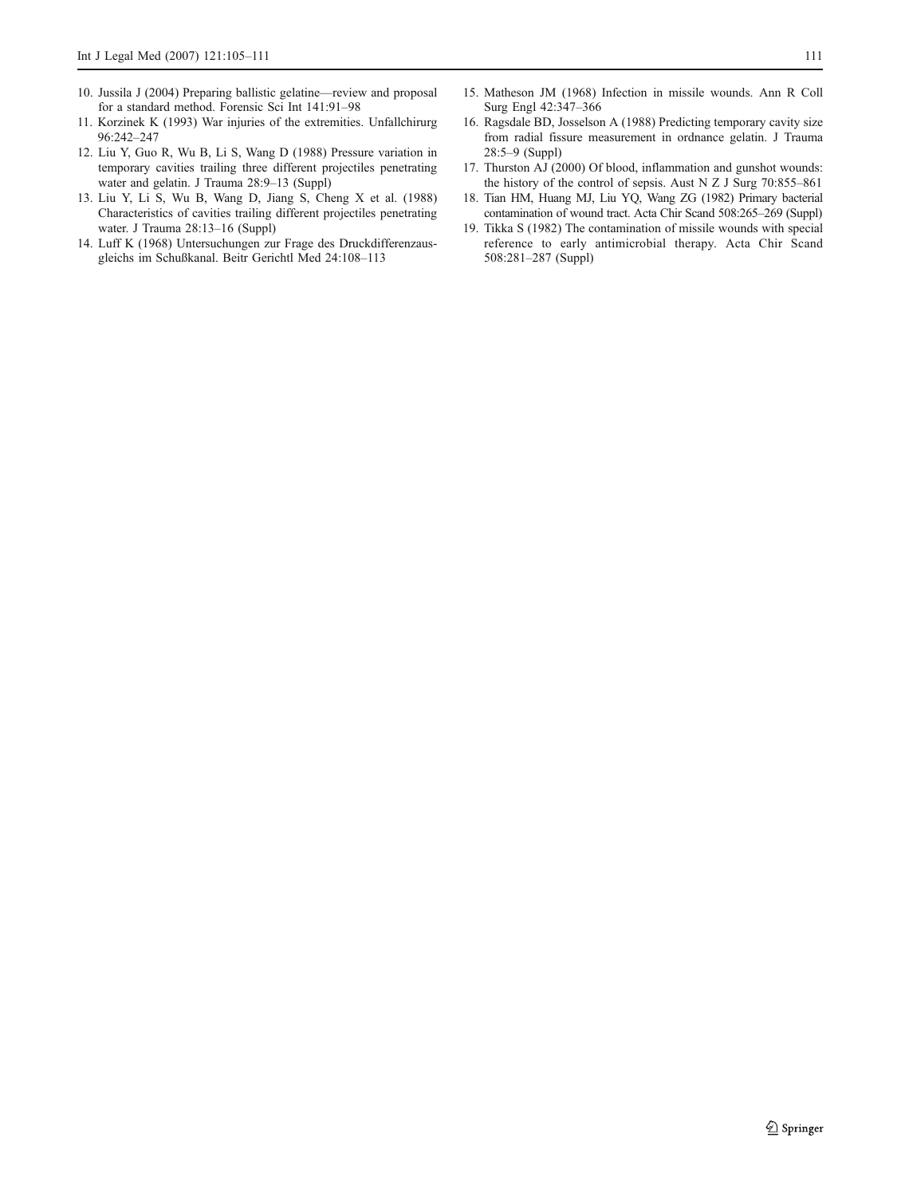10. Jussila J (2004) Preparing ballistic gelatine—review and proposal for a standard method. Forensic Sci Int 141:91–98
11. Korzinek K (1993) War injuries of the extremities. Unfallchirurg 96:242–247
12. Liu Y, Guo R, Wu B, Li S, Wang D (1988) Pressure variation in temporary cavities trailing three different projectiles penetrating water and gelatin. J Trauma 28:9–13 (Suppl)
13. Liu Y, Li S, Wu B, Wang D, Jiang S, Cheng X et al. (1988) Characteristics of cavities trailing different projectiles penetrating water. J Trauma 28:13–16 (Suppl)
14. Luff K (1968) Untersuchungen zur Frage des Druckdifferenzausgleichs im Schußkanal. Beitr Gerichtl Med 24:108–113
15. Matheson JM (1968) Infection in missile wounds. Ann R Coll Surg Engl 42:347–366
16. Ragsdale BD, Josselson A (1988) Predicting temporary cavity size from radial fissure measurement in ordnance gelatin. J Trauma 28:5–9 (Suppl)
17. Thurston AJ (2000) Of blood, inflammation and gunshot wounds: the history of the control of sepsis. Aust N Z J Surg 70:855–861
18. Tian HM, Huang MJ, Liu YQ, Wang ZG (1982) Primary bacterial contamination of wound tract. Acta Chir Scand 508:265–269 (Suppl)
19. Tikka S (1982) The contamination of missile wounds with special reference to early antimicrobial therapy. Acta Chir Scand 508:281–287 (Suppl)